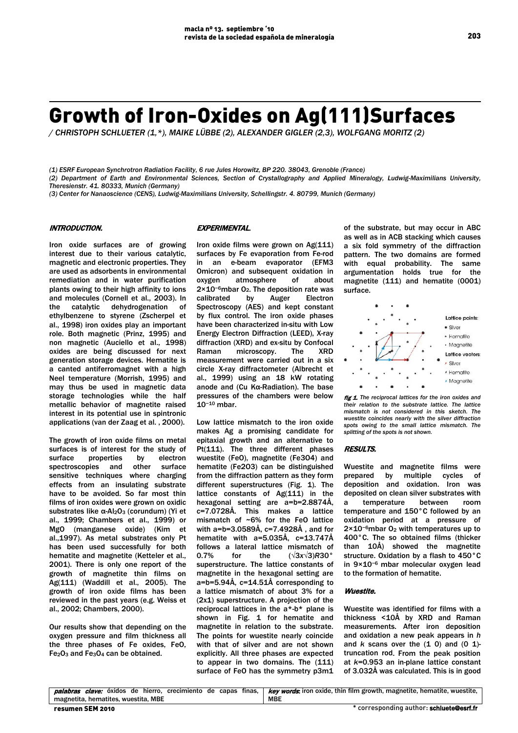# Growth of Iron-Oxides on Ag(111)Surfaces

*/ CHRISTOPH SCHLUETER (1,\*), MAIKE LÜBBE (2), ALEXANDER GIGLER (2,3), WOLFGANG MORITZ (2)*

*(1) ESRF European Synchrotron Radiation Facility, 6 rue Jules Horowitz, BP 220. 38043, Grenoble (France)*
*(2) Department of Earth and Environmental Sciences, Section of Crystallography and Applied Mineralogy, Ludwig-Maximilians University, Theresienstr. 41. 80333, Munich (Germany)*
*(3) Center for Nanaoscience (CENS), Ludwig-Maximilians University, Schellingstr. 4. 80799, Munich (Germany)*

## INTRODUCTION.

Iron oxide surfaces are of growing interest due to their various catalytic, magnetic and electronic properties. They are used as adsorbents in environmental remediation and in water purification plants owing to their high affinity to ions and molecules (Cornell et al., 2003). In the catalytic dehydrogenation of ethylbenzene to styrene (Zscherpel et al., 1998) iron oxides play an important role. Both magnetic (Prinz, 1995) and non magnetic (Auciello et al., 1998) oxides are being discussed for next generation storage devices. Hematite is a canted antiferromagnet with a high Neel temperature (Morrish, 1995) and may thus be used in magnetic data storage technologies while the half metallic behavior of magnetite raised interest in its potential use in spintronic applications (van der Zaag et al. , 2000).

The growth of iron oxide films on metal surfaces is of interest for the study of surface properties by electron spectroscopies and other surface sensitive techniques where charging effects from an insulating substrate have to be avoided. So far most thin films of iron oxides were grown on oxidic substrates like α-$Al_2O_3$ (corundum) (Yi et al., 1999; Chambers et al., 1999) or MgO (manganese oxide) (Kim et al.,1997). As metal substrates only Pt has been used successfully for both hematite and magnetite (Ketteler et al., 2001). There is only one report of the growth of magnetite thin films on Ag(111) (Waddill et al., 2005). The growth of iron oxide films has been reviewed in the past years (e.g. Weiss et al., 2002; Chambers, 2000).

Our results show that depending on the oxygen pressure and film thickness all the three phases of Fe oxides, FeO, $Fe_2O_3$ and $Fe_3O_4$ can be obtained.

## EXPERIMENTAL.

Iron oxide films were grown on Ag(111) surfaces by Fe evaporation from Fe-rod in an e-beam evaporator (EFM3 Omicron) and subsequent oxidation in oxygen atmosphere of about $2\times10^{-6}$mbar $O_2$. The deposition rate was calibrated by Auger Electron Spectroscopy (AES) and kept constant by flux control. The iron oxide phases have been characterized in-situ with Low Energy Electron Diffraction (LEED), X-ray diffraction (XRD) and ex-situ by Confocal Raman microscopy. The XRD measurement were carried out in a six circle X-ray diffractometer (Albrecht et al., 1999) using an 18 kW rotating anode and (Cu Kα-Radiation). The base pressures of the chambers were below $10^{-10}$ mbar.

Low lattice mismatch to the iron oxide makes Ag a promising candidate for epitaxial growth and an alternative to Pt(111). The three different phases wuestite (FeO), magnetite (Fe3O4) and hematite (Fe2O3) can be distinguished from the diffraction pattern as they form different superstructures (Fig. 1). The lattice constants of Ag(111) in the hexagonal setting are a=b=2.8874Å, c=7.0728Å. This makes a lattice mismatch of ~6% for the FeO lattice with a=b=3.0589Å, c=7.4928Å , and for hematite with a=5.035Å, c=13.747Å follows a lateral lattice mismatch of 0.7% for the ($\sqrt{3}$x$\sqrt{3}$)*R*30° superstructure. The lattice constants of magnetite in the hexagonal setting are a=b=5.94Å, c=14.51Å corresponding to a lattice mismatch of about 3% for a (2x1) superstructure. A projection of the reciprocal lattices in the a\*-b\* plane is shown in Fig. 1 for hematite and magnetite in relation to the substrate. The points for wuestite nearly coincide with that of silver and are not shown explicitly. All three phases are expected to appear in two domains. The (111) surface of FeO has the symmetry p3m1 of the substrate, but may occur in ABC as well as in ACB stacking which causes a six fold symmetry of the diffraction pattern. The two domains are formed with equal probability. The same argumentation holds true for the magnetite (111) and hematite (0001) surface.

**fig 1.** *The reciprocal lattices for the iron oxides and their relation to the substrate lattice. The lattice mismatch is not considered in this sketch. The wuestite coincides nearly with the silver diffraction spots owing to the small lattice mismatch. The splitting of the spots is not shown.*

## RESULTS.

Wuestite and magnetite films were prepared by multiple cycles of deposition and oxidation. Iron was deposited on clean silver substrates with a temperature between room temperature and 150°C followed by an oxidation period at a pressure of $2\times10^{-6}$mbar $O_2$ with temperatures up to 400°C. The so obtained films (thicker than 10Å) showed the magnetite structure. Oxidation by a flash to 450°C in $9\times10^{-6}$ mbar molecular oxygen lead to the formation of hematite.

### Wuestite.

Wuestite was identified for films with a thickness <10Å by XRD and Raman measurements. After iron deposition and oxidation a new peak appears in *h* and *k* scans over the (1 0) and (0 1)-truncation rod. From the peak position at *k*=0.953 an in-plane lattice constant of 3.032Å was calculated. This is in good

*palabras clave:* óxidos de hierro, crecimiento de capas finas, magnetita, hematites, wuestita, MBE

*key words:* iron oxide, thin film growth, magnetite, hematite, wuestite, MBE

resumen SEM 2010

\* corresponding author: schluete@esrf.fr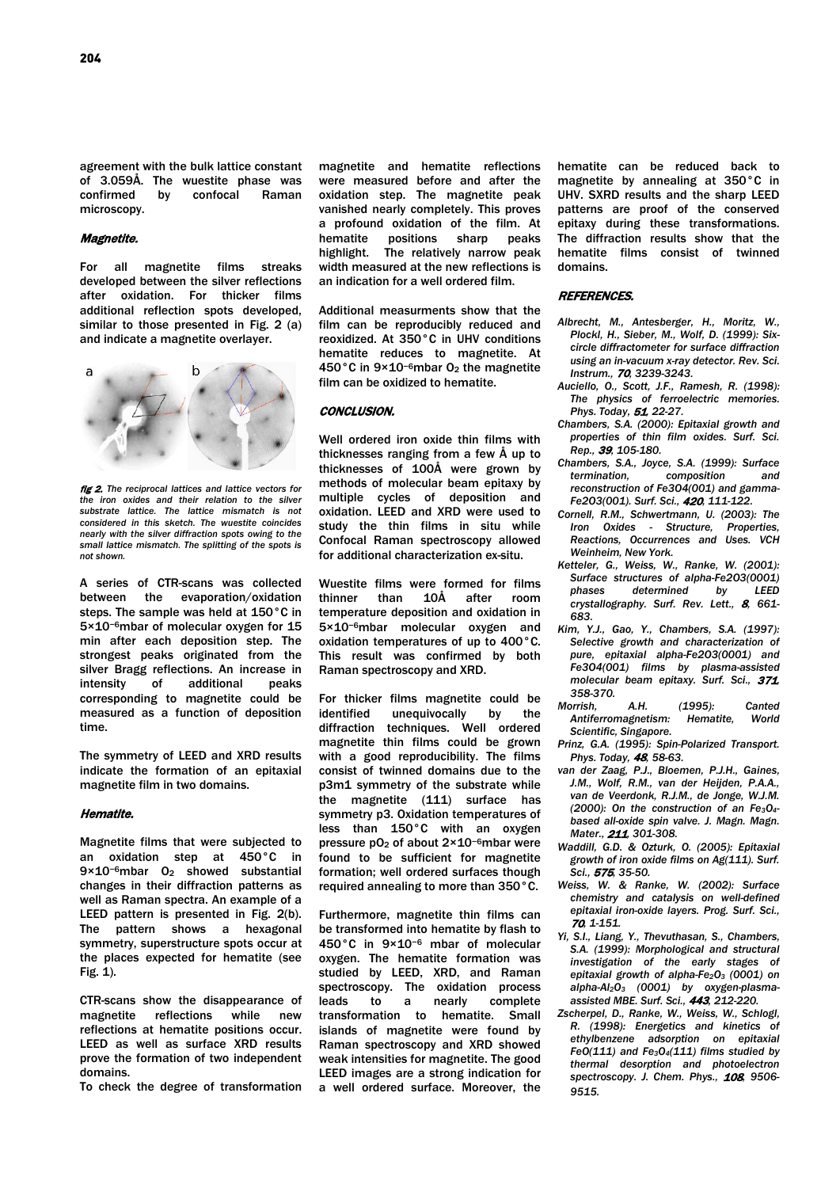agreement with the bulk lattice constant of 3.059Å. The wuestite phase was confirmed by confocal Raman microscopy.

### *Magnetite.*

For all magnetite films streaks developed between the silver reflections after oxidation. For thicker films additional reflection spots developed, similar to those presented in Fig. 2 (a) and indicate a magnetite overlayer.

a b

***fig 2.*** *The reciprocal lattices and lattice vectors for the iron oxides and their relation to the silver substrate lattice. The lattice mismatch is not considered in this sketch. The wuestite coincides nearly with the silver diffraction spots owing to the small lattice mismatch. The splitting of the spots is not shown.*

A series of CTR-scans was collected between the evaporation/oxidation steps. The sample was held at 150°C in 5×10⁻⁶mbar of molecular oxygen for 15 min after each deposition step. The strongest peaks originated from the silver Bragg reflections. An increase in intensity of additional peaks corresponding to magnetite could be measured as a function of deposition time.

The symmetry of LEED and XRD results indicate the formation of an epitaxial magnetite film in two domains.

### *Hematite.*

Magnetite films that were subjected to an oxidation step at 450°C in 9×10⁻⁶mbar $O_2$ showed substantial changes in their diffraction patterns as well as Raman spectra. An example of a LEED pattern is presented in Fig. 2(b). The pattern shows a hexagonal symmetry, superstructure spots occur at the places expected for hematite (see Fig. 1).

CTR-scans show the disappearance of magnetite reflections while new reflections at hematite positions occur. LEED as well as surface XRD results prove the formation of two independent domains.

To check the degree of transformation magnetite and hematite reflections were measured before and after the oxidation step. The magnetite peak vanished nearly completely. This proves a profound oxidation of the film. At hematite positions sharp peaks highlight. The relatively narrow peak width measured at the new reflections is an indication for a well ordered film.

Additional measurments show that the film can be reproducibly reduced and reoxidized. At 350°C in UHV conditions hematite reduces to magnetite. At 450°C in 9×10⁻⁶mbar $O_2$ the magnetite film can be oxidized to hematite.

### *CONCLUSION.*

Well ordered iron oxide thin films with thicknesses ranging from a few Å up to thicknesses of 100Å were grown by methods of molecular beam epitaxy by multiple cycles of deposition and oxidation. LEED and XRD were used to study the thin films in situ while Confocal Raman spectroscopy allowed for additional characterization ex-situ.

Wuestite films were formed for films thinner than 10Å after room temperature deposition and oxidation in 5×10⁻⁶mbar molecular oxygen and oxidation temperatures of up to 400°C. This result was confirmed by both Raman spectroscopy and XRD.

For thicker films magnetite could be identified unequivocally by the diffraction techniques. Well ordered magnetite thin films could be grown with a good reproducibility. The films consist of twinned domains due to the p3m1 symmetry of the substrate while the magnetite (111) surface has symmetry p3. Oxidation temperatures of less than 150°C with an oxygen pressure $pO_2$ of about 2×10⁻⁶mbar were found to be sufficient for magnetite formation; well ordered surfaces though required annealing to more than 350°C.

Furthermore, magnetite thin films can be transformed into hematite by flash to 450°C in 9×10⁻⁶ mbar of molecular oxygen. The hematite formation was studied by LEED, XRD, and Raman spectroscopy. The oxidation process leads to a nearly complete transformation to hematite. Small islands of magnetite were found by Raman spectroscopy and XRD showed weak intensities for magnetite. The good LEED images are a strong indication for a well ordered surface. Moreover, the hematite can be reduced back to magnetite by annealing at 350°C in UHV. SXRD results and the sharp LEED patterns are proof of the conserved epitaxy during these transformations. The diffraction results show that the hematite films consist of twinned domains.

### *REFERENCES.*

*Albrecht, M., Antesberger, H., Moritz, W., Plockl, H., Sieber, M., Wolf, D. (1999): Six-circle diffractometer for surface diffraction using an in-vacuum x-ray detector. Rev. Sci. Instrum., **70**, 3239-3243.*

*Auciello, O., Scott, J.F., Ramesh, R. (1998): The physics of ferroelectric memories. Phys. Today, **51**, 22-27.*

*Chambers, S.A. (2000): Epitaxial growth and properties of thin film oxides. Surf. Sci. Rep., **39**, 105-180.*

*Chambers, S.A., Joyce, S.A. (1999): Surface termination, composition and reconstruction of Fe3O4(001) and gamma-Fe2O3(001). Surf. Sci., **420**, 111-122.*

*Cornell, R.M., Schwertmann, U. (2003): The Iron Oxides - Structure, Properties, Reactions, Occurrences and Uses. VCH Weinheim, New York.*

*Ketteler, G., Weiss, W., Ranke, W. (2001): Surface structures of alpha-Fe2O3(0001) phases determined by LEED crystallography. Surf. Rev. Lett., **8**, 661-683.*

*Kim, Y.J., Gao, Y., Chambers, S.A. (1997): Selective growth and characterization of pure, epitaxial alpha-Fe2O3(0001) and Fe3O4(001) films by plasma-assisted molecular beam epitaxy. Surf. Sci., **371**, 358-370.*

*Morrish, A.H. (1995): Canted Antiferromagnetism: Hematite, World Scientific, Singapore.*

*Prinz, G.A. (1995): Spin-Polarized Transport. Phys. Today, **48**, 58-63.*

*van der Zaag, P.J., Bloemen, P.J.H., Gaines, J.M., Wolf, R.M., van der Heijden, P.A.A., van de Veerdonk, R.J.M., de Jonge, W.J.M. (2000): On the construction of an $Fe_3O_4$-based all-oxide spin valve. J. Magn. Magn. Mater., **211**, 301-308.*

*Waddill, G.D. & Ozturk, O. (2005): Epitaxial growth of iron oxide films on Ag(111). Surf. Sci., **575**, 35-50.*

*Weiss, W. & Ranke, W. (2002): Surface chemistry and catalysis on well-defined epitaxial iron-oxide layers. Prog. Surf. Sci., **70**, 1-151.*

*Yi, S.I., Liang, Y., Thevuthasan, S., Chambers, S.A. (1999): Morphological and structural investigation of the early stages of epitaxial growth of alpha-$Fe_2O_3$ (0001) on alpha-$Al_2O_3$ (0001) by oxygen-plasma-assisted MBE. Surf. Sci., **443**, 212-220.*

*Zscherpel, D., Ranke, W., Weiss, W., Schlogl, R. (1998): Energetics and kinetics of ethylbenzene adsorption on epitaxial FeO(111) and $Fe_3O_4$(111) films studied by thermal desorption and photoelectron spectroscopy. J. Chem. Phys., **108**, 9506-9515.*